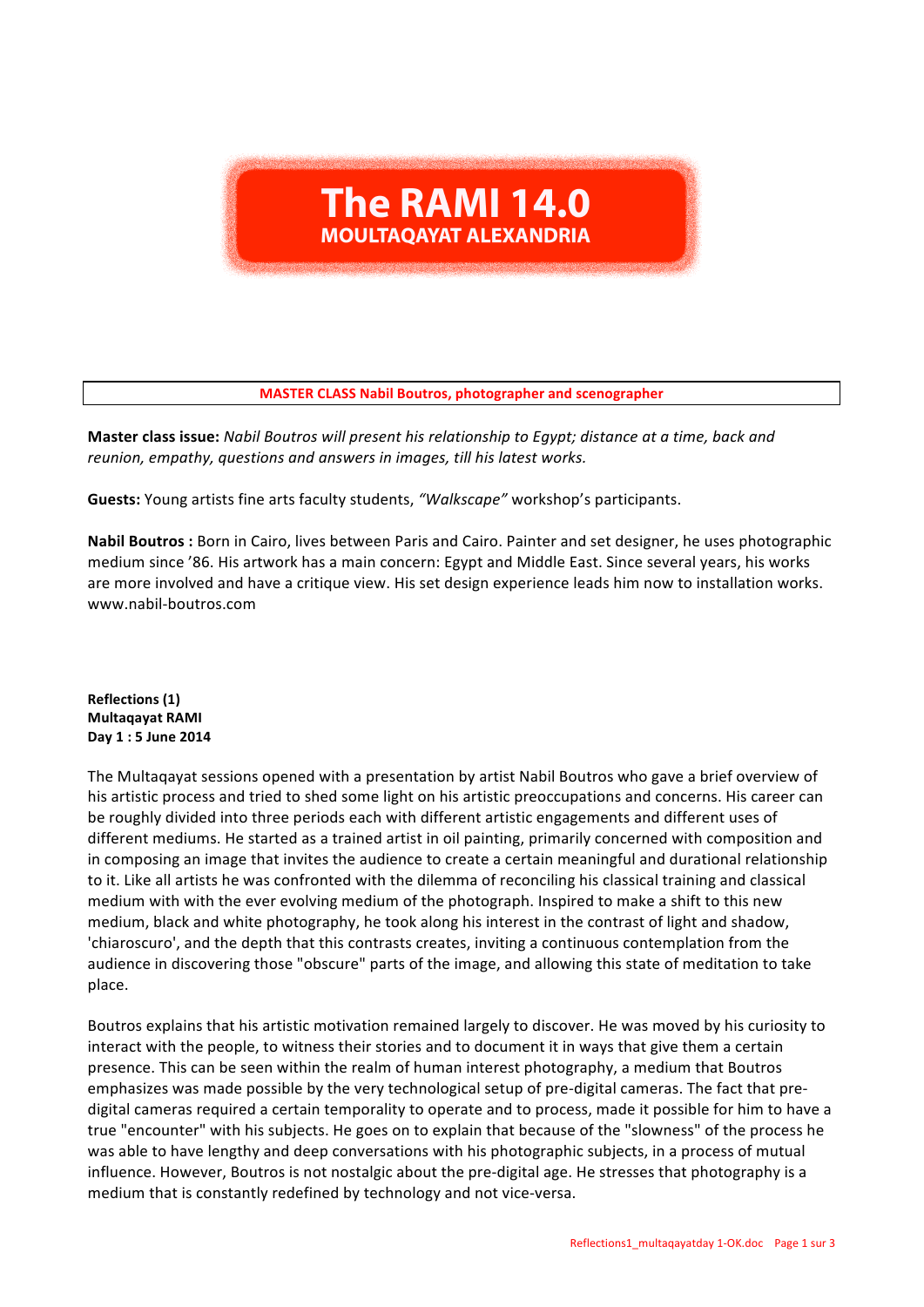# The RAMI 14.0
## MOULTAQAYAT ALEXANDRIA

**MASTER CLASS Nabil Boutros, photographer and scenographer**

**Master class issue:** *Nabil Boutros will present his relationship to Egypt; distance at a time, back and reunion, empathy, questions and answers in images, till his latest works.*

**Guests:** Young artists fine arts faculty students, *"Walkscape"* workshop's participants.

**Nabil Boutros :** Born in Cairo, lives between Paris and Cairo. Painter and set designer, he uses photographic medium since '86. His artwork has a main concern: Egypt and Middle East. Since several years, his works are more involved and have a critique view. His set design experience leads him now to installation works. www.nabil-boutros.com

**Reflections (1)**
**Multaqayat RAMI**
**Day 1 : 5 June 2014**

The Multaqayat sessions opened with a presentation by artist Nabil Boutros who gave a brief overview of his artistic process and tried to shed some light on his artistic preoccupations and concerns. His career can be roughly divided into three periods each with different artistic engagements and different uses of different mediums. He started as a trained artist in oil painting, primarily concerned with composition and in composing an image that invites the audience to create a certain meaningful and durational relationship to it. Like all artists he was confronted with the dilemma of reconciling his classical training and classical medium with with the ever evolving medium of the photograph. Inspired to make a shift to this new medium, black and white photography, he took along his interest in the contrast of light and shadow, 'chiaroscuro', and the depth that this contrasts creates, inviting a continuous contemplation from the audience in discovering those "obscure" parts of the image, and allowing this state of meditation to take place.

Boutros explains that his artistic motivation remained largely to discover. He was moved by his curiosity to interact with the people, to witness their stories and to document it in ways that give them a certain presence. This can be seen within the realm of human interest photography, a medium that Boutros emphasizes was made possible by the very technological setup of pre-digital cameras. The fact that pre-digital cameras required a certain temporality to operate and to process, made it possible for him to have a true "encounter" with his subjects. He goes on to explain that because of the "slowness" of the process he was able to have lengthy and deep conversations with his photographic subjects, in a process of mutual influence. However, Boutros is not nostalgic about the pre-digital age. He stresses that photography is a medium that is constantly redefined by technology and not vice-versa.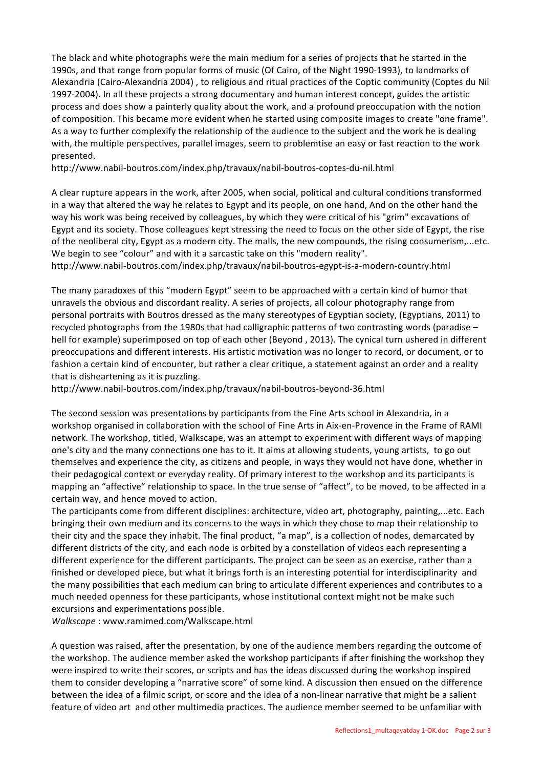The black and white photographs were the main medium for a series of projects that he started in the 1990s, and that range from popular forms of music (Of Cairo, of the Night 1990-1993), to landmarks of Alexandria (Cairo-Alexandria 2004) , to religious and ritual practices of the Coptic community (Coptes du Nil 1997-2004). In all these projects a strong documentary and human interest concept, guides the artistic process and does show a painterly quality about the work, and a profound preoccupation with the notion of composition. This became more evident when he started using composite images to create "one frame". As a way to further complexify the relationship of the audience to the subject and the work he is dealing with, the multiple perspectives, parallel images, seem to problemtise an easy or fast reaction to the work presented.
http://www.nabil-boutros.com/index.php/travaux/nabil-boutros-coptes-du-nil.html

A clear rupture appears in the work, after 2005, when social, political and cultural conditions transformed in a way that altered the way he relates to Egypt and its people, on one hand, And on the other hand the way his work was being received by colleagues, by which they were critical of his "grim" excavations of Egypt and its society. Those colleagues kept stressing the need to focus on the other side of Egypt, the rise of the neoliberal city, Egypt as a modern city. The malls, the new compounds, the rising consumerism,...etc. We begin to see “colour” and with it a sarcastic take on this "modern reality".
http://www.nabil-boutros.com/index.php/travaux/nabil-boutros-egypt-is-a-modern-country.html

The many paradoxes of this “modern Egypt” seem to be approached with a certain kind of humor that unravels the obvious and discordant reality. A series of projects, all colour photography range from personal portraits with Boutros dressed as the many stereotypes of Egyptian society, (Egyptians, 2011) to recycled photographs from the 1980s that had calligraphic patterns of two contrasting words (paradise – hell for example) superimposed on top of each other (Beyond , 2013). The cynical turn ushered in different preoccupations and different interests. His artistic motivation was no longer to record, or document, or to fashion a certain kind of encounter, but rather a clear critique, a statement against an order and a reality that is disheartening as it is puzzling.
http://www.nabil-boutros.com/index.php/travaux/nabil-boutros-beyond-36.html

The second session was presentations by participants from the Fine Arts school in Alexandria, in a workshop organised in collaboration with the school of Fine Arts in Aix-en-Provence in the Frame of RAMI network. The workshop, titled, Walkscape, was an attempt to experiment with different ways of mapping one's city and the many connections one has to it. It aims at allowing students, young artists, to go out themselves and experience the city, as citizens and people, in ways they would not have done, whether in their pedagogical context or everyday reality. Of primary interest to the workshop and its participants is mapping an “affective” relationship to space. In the true sense of “affect”, to be moved, to be affected in a certain way, and hence moved to action.
The participants come from different disciplines: architecture, video art, photography, painting,...etc. Each bringing their own medium and its concerns to the ways in which they chose to map their relationship to their city and the space they inhabit. The final product, “a map”, is a collection of nodes, demarcated by different districts of the city, and each node is orbited by a constellation of videos each representing a different experience for the different participants. The project can be seen as an exercise, rather than a finished or developed piece, but what it brings forth is an interesting potential for interdisciplinarity and the many possibilities that each medium can bring to articulate different experiences and contributes to a much needed openness for these participants, whose institutional context might not be make such excursions and experimentations possible.
*Walkscape* : www.ramimed.com/Walkscape.html

A question was raised, after the presentation, by one of the audience members regarding the outcome of the workshop. The audience member asked the workshop participants if after finishing the workshop they were inspired to write their scores, or scripts and has the ideas discussed during the workshop inspired them to consider developing a “narrative score” of some kind. A discussion then ensued on the difference between the idea of a filmic script, or score and the idea of a non-linear narrative that might be a salient feature of video art and other multimedia practices. The audience member seemed to be unfamiliar with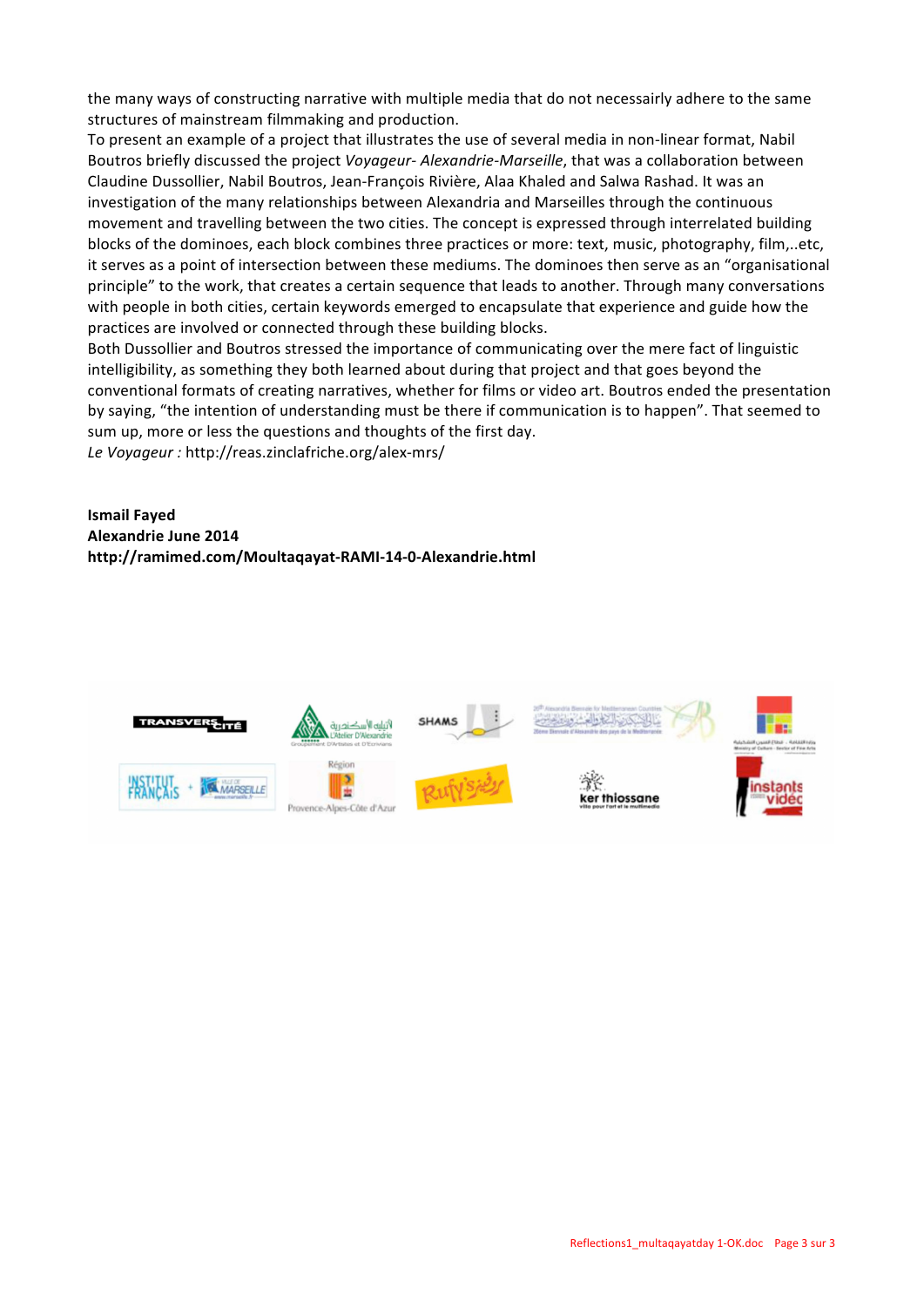the many ways of constructing narrative with multiple media that do not necessairly adhere to the same structures of mainstream filmmaking and production.

To present an example of a project that illustrates the use of several media in non-linear format, Nabil Boutros briefly discussed the project *Voyageur- Alexandrie-Marseille*, that was a collaboration between Claudine Dussollier, Nabil Boutros, Jean-François Rivière, Alaa Khaled and Salwa Rashad. It was an investigation of the many relationships between Alexandria and Marseilles through the continuous movement and travelling between the two cities. The concept is expressed through interrelated building blocks of the dominoes, each block combines three practices or more: text, music, photography, film,..etc, it serves as a point of intersection between these mediums. The dominoes then serve as an "organisational principle" to the work, that creates a certain sequence that leads to another. Through many conversations with people in both cities, certain keywords emerged to encapsulate that experience and guide how the practices are involved or connected through these building blocks.

Both Dussollier and Boutros stressed the importance of communicating over the mere fact of linguistic intelligibility, as something they both learned about during that project and that goes beyond the conventional formats of creating narratives, whether for films or video art. Boutros ended the presentation by saying, "the intention of understanding must be there if communication is to happen". That seemed to sum up, more or less the questions and thoughts of the first day.

*Le Voyageur :* http://reas.zinclafriche.org/alex-mrs/

**Ismail Fayed**
**Alexandrie June 2014**
**http://ramimed.com/Moultaqayat-RAMI-14-0-Alexandrie.html**